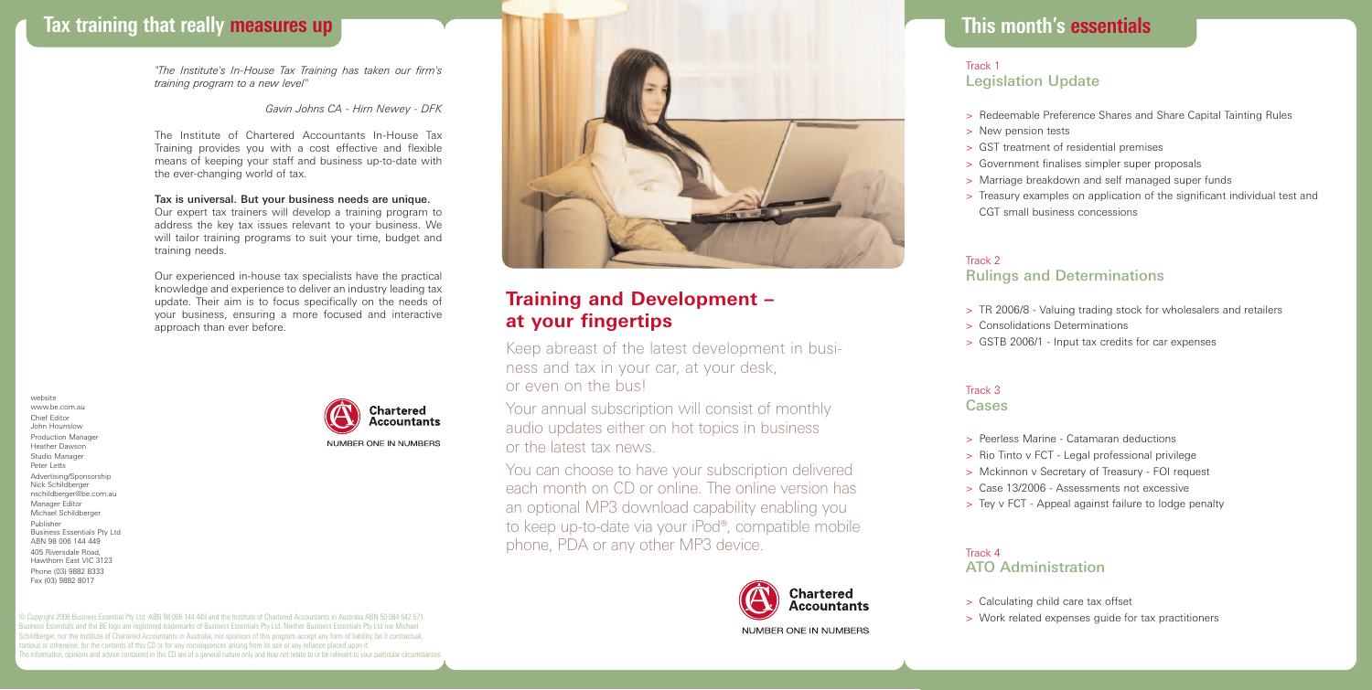## Tax training that really **measures up**

*"The Institute's In-House Tax Training has taken our firm's training program to a new level"*

*Gavin Johns CA - Hirn Newey - DFK*

The Institute of Chartered Accountants In-House Tax Training provides you with a cost effective and flexible means of keeping your staff and business up-to-date with the ever-changing world of tax.

**Tax is universal. But your business needs are unique.**
Our expert tax trainers will develop a training program to address the key tax issues relevant to your business. We will tailor training programs to suit your time, budget and training needs.

Our experienced in-house tax specialists have the practical knowledge and experience to deliver an industry leading tax update. Their aim is to focus specifically on the needs of your business, ensuring a more focused and interactive approach than ever before.

Chartered Accountants
NUMBER ONE IN NUMBERS

website
www.be.com.au
Chief Editor
John Hounslow
Production Manager
Heather Dawson
Studio Manager
Peter Letts
Advertising/Sponsorship
Nick Schildberger
nschildberger@be.com.au
Manager Editor
Michael Schildberger
Publisher
Business Essentials Pty Ltd
ABN 98 006 144 449
405 Riversdale Road,
Hawthorn East VIC 3123
Phone (03) 9882 8333
Fax (03) 9882 8017

© Copyright 2006 Business Essential Pty Ltd ABN 98 006 144 449 and the Institute of Chartered Accountants in Australia ABN 50 084 642 571. Business Essentials and the BE logo are registered trademarks of Business Essentials Pty Ltd. Neither Business Essentials Pty Ltd nor Michael Schildberger, nor the Institute of Chartered Accountants in Australia, nor sponsors of this program accept any form of liability, be it contractual, tortious or otherwise, for the contents of this CD or for any consequences arising from its use or any reliance placed upon it. The information, opinions and advice contained in this CD are of a general nature only and may not relate to or be relevant to your particular circumstances.

## Training and Development – at your fingertips

Keep abreast of the latest development in business and tax in your car, at your desk, or even on the bus!

Your annual subscription will consist of monthly audio updates either on hot topics in business or the latest tax news.

You can choose to have your subscription delivered each month on CD or online. The online version has an optional MP3 download capability enabling you to keep up-to-date via your iPod®, compatible mobile phone, PDA or any other MP3 device.

Chartered Accountants
NUMBER ONE IN NUMBERS

## This month's **essentials**

### Track 1
### Legislation Update

- Redeemable Preference Shares and Share Capital Tainting Rules
- New pension tests
- GST treatment of residential premises
- Government finalises simpler super proposals
- Marriage breakdown and self managed super funds
- Treasury examples on application of the significant individual test and CGT small business concessions

### Track 2
### Rulings and Determinations

- TR 2006/8 - Valuing trading stock for wholesalers and retailers
- Consolidations Determinations
- GSTB 2006/1 - Input tax credits for car expenses

### Track 3
### Cases

- Peerless Marine - Catamaran deductions
- Rio Tinto v FCT - Legal professional privilege
- Mckinnon v Secretary of Treasury - FOI request
- Case 13/2006 - Assessments not excessive
- Tey v FCT - Appeal against failure to lodge penalty

### Track 4
### ATO Administration

- Calculating child care tax offset
- Work related expenses guide for tax practitioners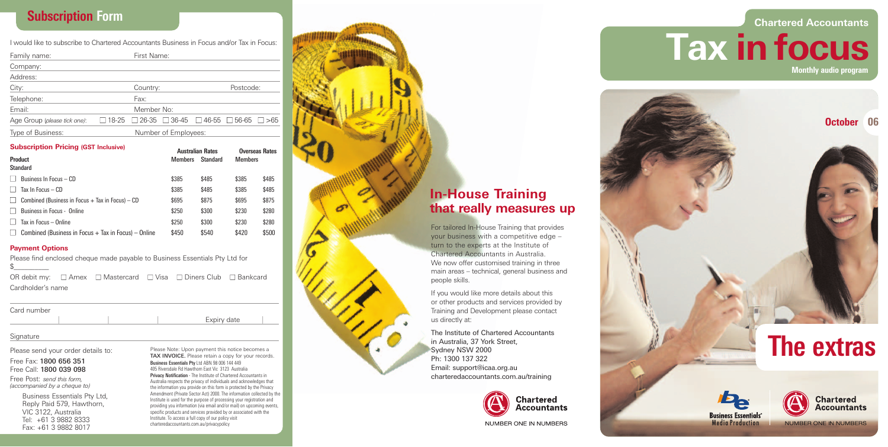## Subscription Form

I would like to subscribe to Chartered Accountants Business in Focus and/or Tax in Focus:

Family name: First Name:

Company:

Address:

City: Country: Postcode:

Telephone: Fax:

Email: Member No:

Age Group (*please tick one*): ☐ 18-25 ☐ 26-35 ☐ 36-45 ☐ 46-55 ☐ 56-65 ☐ >65

Type of Business: Number of Employees:

### Subscription Pricing (GST Inclusive)

| Product | Australian Rates | | Overseas Rates | |
|---|---|---|---|---|
| | Members | Standard | Members | Standard |
| ☐ Business In Focus – CD | $385 | $485 | $385 | $485 |
| ☐ Tax In Focus – CD | $385 | $485 | $385 | $485 |
| ☐ Combined (Business in Focus + Tax in Focus) – CD | $695 | $875 | $695 | $875 |
| ☐ Business in Focus - Online | $250 | $300 | $230 | $280 |
| ☐ Tax in Focus – Online | $250 | $300 | $230 | $280 |
| ☐ Combined (Business in Focus + Tax in Focus) – Online | $450 | $540 | $420 | $500 |

### Payment Options

Please find enclosed cheque made payable to Business Essentials Pty Ltd for $_________

OR debit my: ☐ Amex ☐ Mastercard ☐ Visa ☐ Diners Club ☐ Bankcard

Cardholder's name

Card number

Expiry date

Signature

Please send your order details to:

Free Fax: 1800 656 351

Free Call: 1800 039 098

Free Post: *send this form, (accompanied by a cheque to)*

Business Essentials Pty Ltd,
Reply Paid 579, Hawthorn,
VIC 3122, Australia
Tel: +61 3 9882 8333
Fax: +61 3 9882 8017

Please Note: Upon payment this notice becomes a **TAX INVOICE.** Please retain a copy for your records.
**Business Essentials Pty** Ltd ABN 98 006 144 449
405 Riversdale Rd Hawthorn East Vic 3123 Australia
**Privacy Notification** - The Institute of Chartered Accountants in Australia respects the privacy of individuals and acknowledges that the information you provide on this form is protected by the Privacy Amendment (Private Sector Act) 2000. The information collected by the Institute is used for the purpose of processing your registration and providing you information (via email and/or mail) on upcoming events, specific products and services provided by or associated with the Institute. To access a full copy of our policy visit charteredaccountants.com.au/privacypolicy

## In-House Training that really measures up

For tailored In-House Training that provides your business with a competitive edge – turn to the experts at the Institute of Chartered Accountants in Australia. We now offer customised training in three main areas – technical, general business and people skills.

If you would like more details about this or other products and services provided by Training and Development please contact us directly at:

The Institute of Chartered Accountants in Australia, 37 York Street, Sydney NSW 2000
Ph: 1300 137 322
Email: support@icaa.org.au
charteredaccountants.com.au/training

Chartered Accountants
NUMBER ONE IN NUMBERS

# Chartered Accountants Tax in focus

**Monthly audio program**

**October 06**

# The extras

Business Essentials® Media Production

Chartered Accountants
NUMBER ONE IN NUMBERS